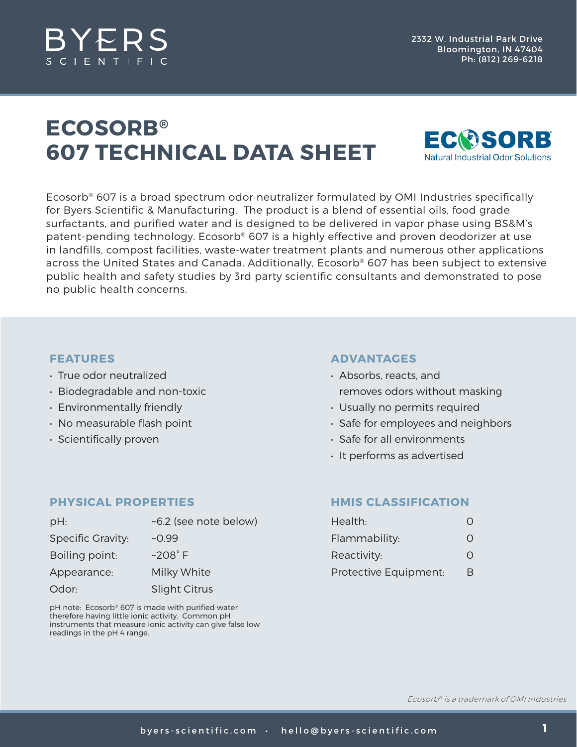BYERS SCIENTIFIC

2332 W. Industrial Park Drive
Bloomington, IN 47404
Ph: (812) 269-6218

# ECOSORB®
# 607 TECHNICAL DATA SHEET

ECOSORB® Natural Industrial Odor Solutions

Ecosorb® 607 is a broad spectrum odor neutralizer formulated by OMI Industries specifically for Byers Scientific & Manufacturing. The product is a blend of essential oils, food grade surfactants, and purified water and is designed to be delivered in vapor phase using BS&M's patent-pending technology. Ecosorb® 607 is a highly effective and proven deodorizer at use in landfills, compost facilities, waste-water treatment plants and numerous other applications across the United States and Canada. Additionally, Ecosorb® 607 has been subject to extensive public health and safety studies by 3rd party scientific consultants and demonstrated to pose no public health concerns.

## FEATURES

- True odor neutralized
- Biodegradable and non-toxic
- Environmentally friendly
- No measurable flash point
- Scientifically proven

## ADVANTAGES

- Absorbs, reacts, and removes odors without masking
- Usually no permits required
- Safe for employees and neighbors
- Safe for all environments
- It performs as advertised

## PHYSICAL PROPERTIES

| Property | Value |
|---|---|
| pH: | ~6.2 (see note below) |
| Specific Gravity: | ~0.99 |
| Boiling point: | ~208˚ F |
| Appearance: | Milky White |
| Odor: | Slight Citrus |

pH note: Ecosorb® 607 is made with purified water therefore having little ionic activity. Common pH instruments that measure ionic activity can give false low readings in the pH 4 range.

## HMIS CLASSIFICATION

| Category | Rating |
|---|---|
| Health: | 0 |
| Flammability: | 0 |
| Reactivity: | 0 |
| Protective Equipment: | B |

*Ecosorb® is a trademark of OMI Industries*

byers-scientific.com · hello@byers-scientific.com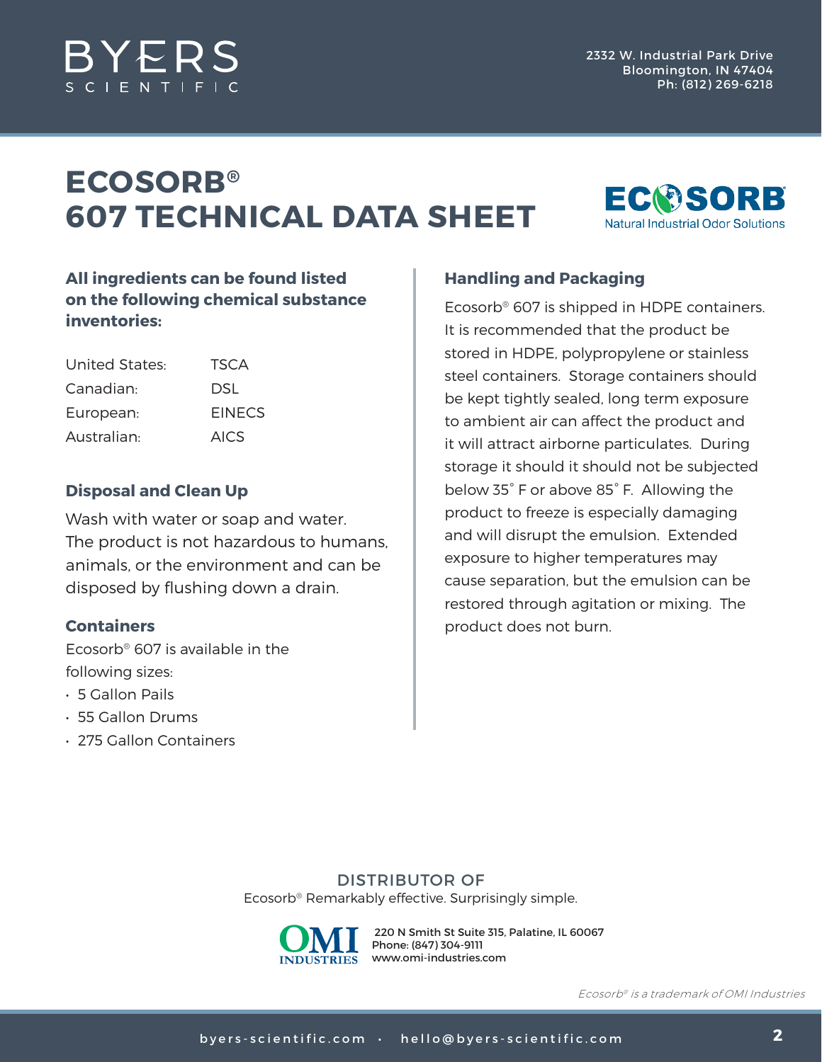# ECOSORB® 607 TECHNICAL DATA SHEET

**All ingredients can be found listed on the following chemical substance inventories:**

| | |
|---|---|
| United States: | TSCA |
| Canadian: | DSL |
| European: | EINECS |
| Australian: | AICS |

### Disposal and Clean Up

Wash with water or soap and water. The product is not hazardous to humans, animals, or the environment and can be disposed by flushing down a drain.

### Containers

Ecosorb® 607 is available in the following sizes:

- 5 Gallon Pails
- 55 Gallon Drums
- 275 Gallon Containers

### Handling and Packaging

Ecosorb® 607 is shipped in HDPE containers. It is recommended that the product be stored in HDPE, polypropylene or stainless steel containers. Storage containers should be kept tightly sealed, long term exposure to ambient air can affect the product and it will attract airborne particulates. During storage it should it should not be subjected below 35˚ F or above 85˚ F. Allowing the product to freeze is especially damaging and will disrupt the emulsion. Extended exposure to higher temperatures may cause separation, but the emulsion can be restored through agitation or mixing. The product does not burn.

DISTRIBUTOR OF

Ecosorb® Remarkably effective. Surprisingly simple.

OMI INDUSTRIES
220 N Smith St Suite 315, Palatine, IL 60067
Phone: (847) 304-9111
www.omi-industries.com

*Ecosorb® is a trademark of OMI Industries*